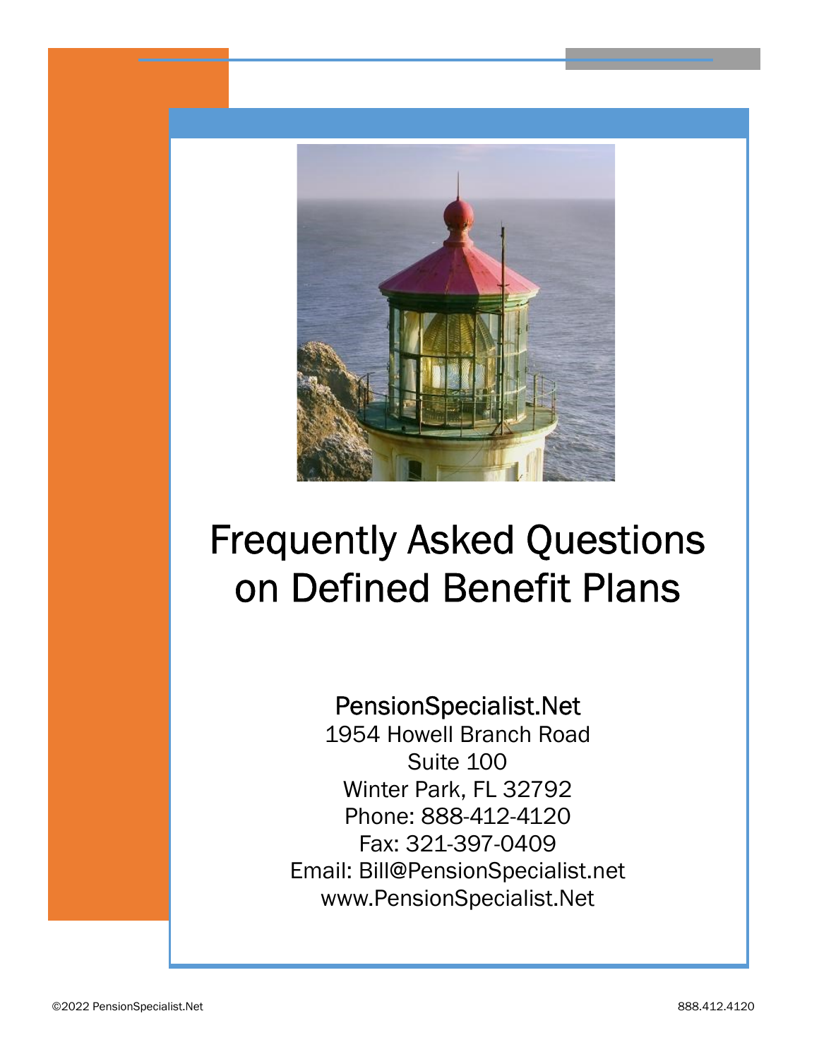# Frequently Asked Questions on Defined Benefit Plans

PensionSpecialist.Net
1954 Howell Branch Road
Suite 100
Winter Park, FL 32792
Phone: 888-412-4120
Fax: 321-397-0409
Email: Bill@PensionSpecialist.net
www.PensionSpecialist.Net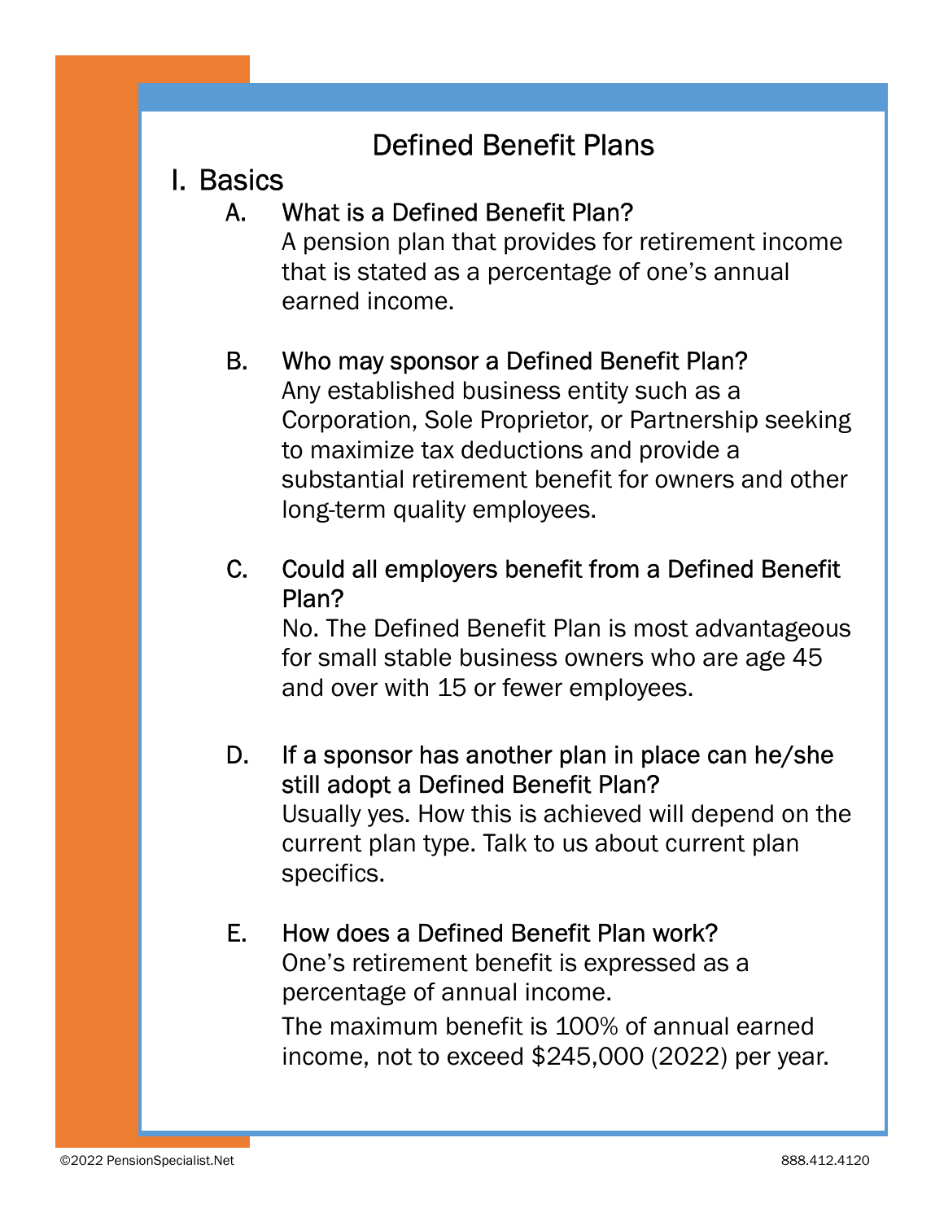# Defined Benefit Plans

## I. Basics

### A. What is a Defined Benefit Plan?

A pension plan that provides for retirement income that is stated as a percentage of one's annual earned income.

### B. Who may sponsor a Defined Benefit Plan?

Any established business entity such as a Corporation, Sole Proprietor, or Partnership seeking to maximize tax deductions and provide a substantial retirement benefit for owners and other long-term quality employees.

### C. Could all employers benefit from a Defined Benefit Plan?

No. The Defined Benefit Plan is most advantageous for small stable business owners who are age 45 and over with 15 or fewer employees.

### D. If a sponsor has another plan in place can he/she still adopt a Defined Benefit Plan?

Usually yes. How this is achieved will depend on the current plan type. Talk to us about current plan specifics.

### E. How does a Defined Benefit Plan work?

One's retirement benefit is expressed as a percentage of annual income.

The maximum benefit is 100% of annual earned income, not to exceed $245,000 (2022) per year.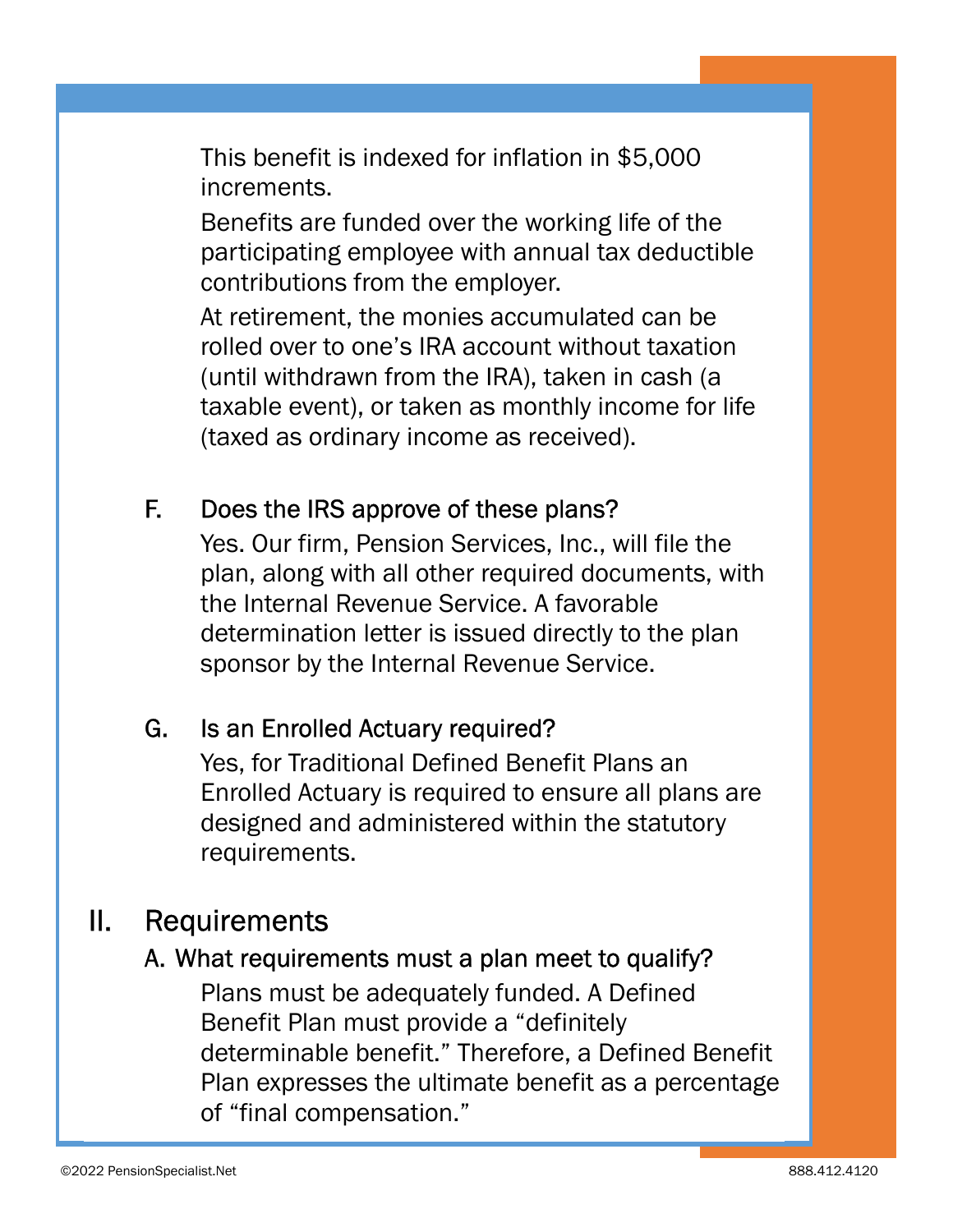This benefit is indexed for inflation in $5,000 increments.

Benefits are funded over the working life of the participating employee with annual tax deductible contributions from the employer.

At retirement, the monies accumulated can be rolled over to one's IRA account without taxation (until withdrawn from the IRA), taken in cash (a taxable event), or taken as monthly income for life (taxed as ordinary income as received).

### F. Does the IRS approve of these plans?

Yes. Our firm, Pension Services, Inc., will file the plan, along with all other required documents, with the Internal Revenue Service. A favorable determination letter is issued directly to the plan sponsor by the Internal Revenue Service.

### G. Is an Enrolled Actuary required?

Yes, for Traditional Defined Benefit Plans an Enrolled Actuary is required to ensure all plans are designed and administered within the statutory requirements.

## II. Requirements

### A. What requirements must a plan meet to qualify?

Plans must be adequately funded. A Defined Benefit Plan must provide a "definitely determinable benefit." Therefore, a Defined Benefit Plan expresses the ultimate benefit as a percentage of "final compensation."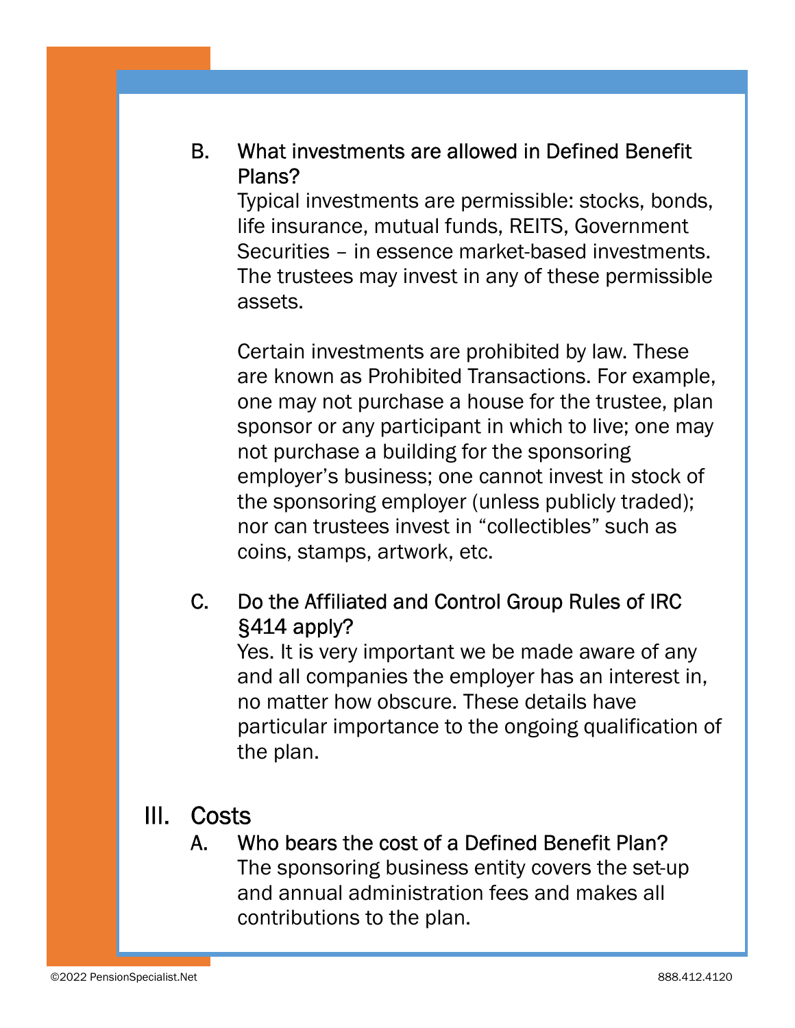### B. What investments are allowed in Defined Benefit Plans?

Typical investments are permissible: stocks, bonds, life insurance, mutual funds, REITS, Government Securities – in essence market-based investments. The trustees may invest in any of these permissible assets.

Certain investments are prohibited by law. These are known as Prohibited Transactions. For example, one may not purchase a house for the trustee, plan sponsor or any participant in which to live; one may not purchase a building for the sponsoring employer's business; one cannot invest in stock of the sponsoring employer (unless publicly traded); nor can trustees invest in "collectibles" such as coins, stamps, artwork, etc.

### C. Do the Affiliated and Control Group Rules of IRC §414 apply?

Yes. It is very important we be made aware of any and all companies the employer has an interest in, no matter how obscure. These details have particular importance to the ongoing qualification of the plan.

## III. Costs

### A. Who bears the cost of a Defined Benefit Plan?

The sponsoring business entity covers the set-up and annual administration fees and makes all contributions to the plan.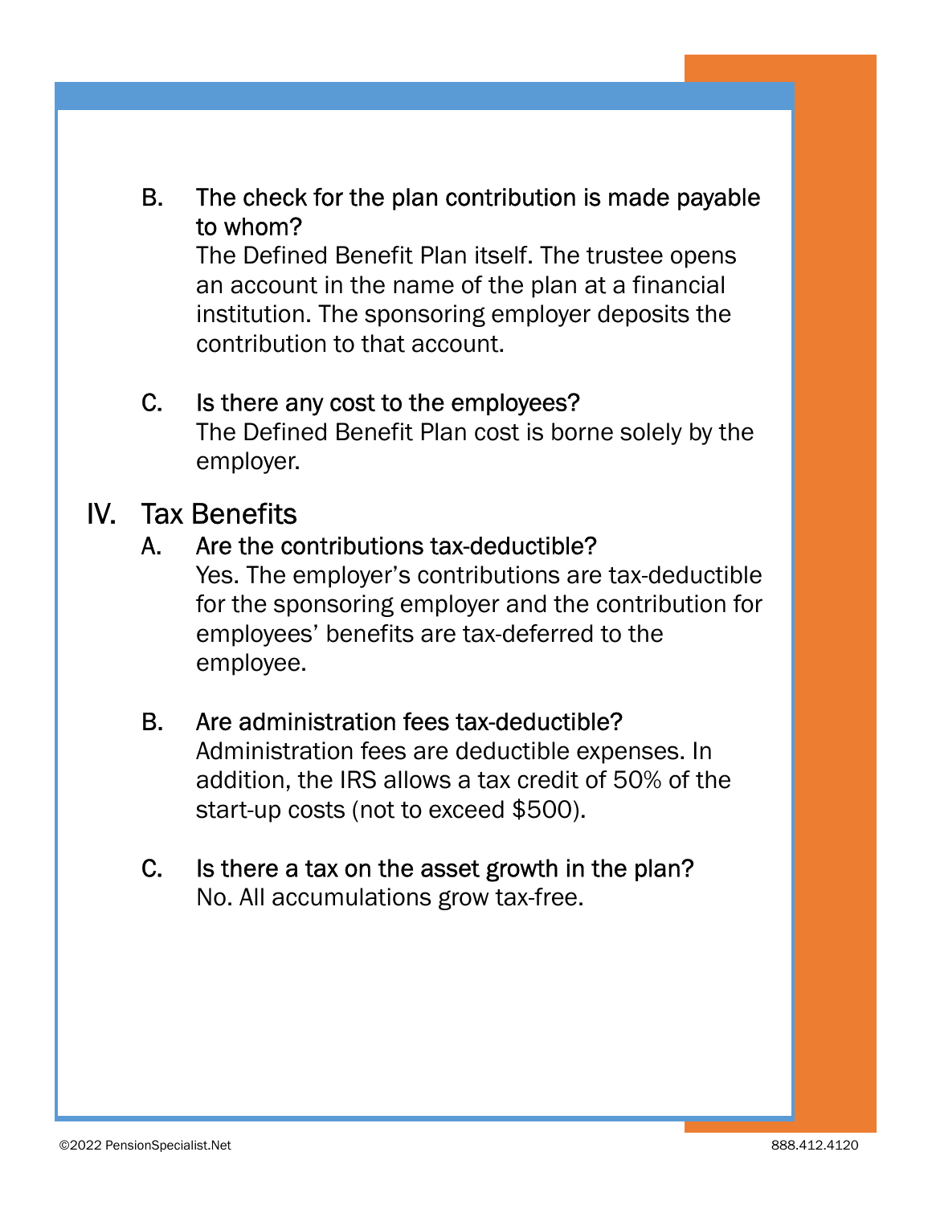B. **The check for the plan contribution is made payable to whom?**
   The Defined Benefit Plan itself. The trustee opens an account in the name of the plan at a financial institution. The sponsoring employer deposits the contribution to that account.

C. **Is there any cost to the employees?**
   The Defined Benefit Plan cost is borne solely by the employer.

## IV. Tax Benefits

A. **Are the contributions tax-deductible?**
   Yes. The employer's contributions are tax-deductible for the sponsoring employer and the contribution for employees' benefits are tax-deferred to the employee.

B. **Are administration fees tax-deductible?**
   Administration fees are deductible expenses. In addition, the IRS allows a tax credit of 50% of the start-up costs (not to exceed $500).

C. **Is there a tax on the asset growth in the plan?**
   No. All accumulations grow tax-free.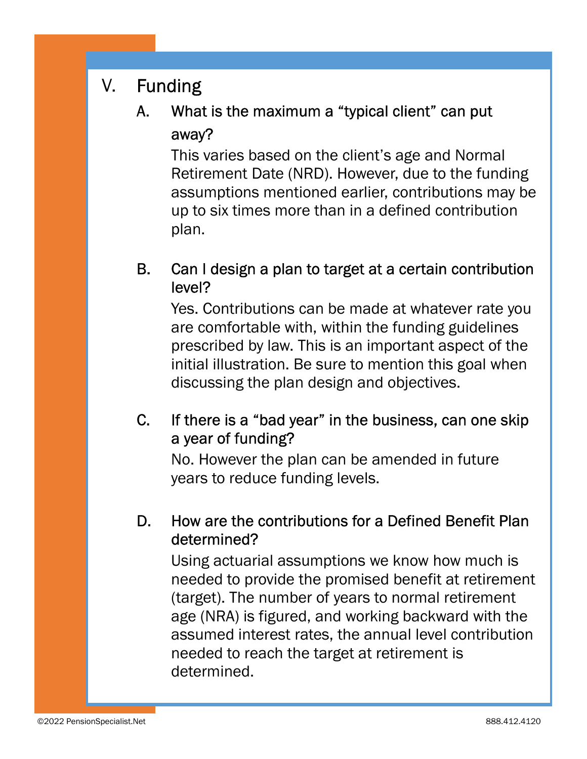## V. Funding

### A. What is the maximum a "typical client" can put away?

This varies based on the client's age and Normal Retirement Date (NRD). However, due to the funding assumptions mentioned earlier, contributions may be up to six times more than in a defined contribution plan.

### B. Can I design a plan to target at a certain contribution level?

Yes. Contributions can be made at whatever rate you are comfortable with, within the funding guidelines prescribed by law. This is an important aspect of the initial illustration. Be sure to mention this goal when discussing the plan design and objectives.

### C. If there is a "bad year" in the business, can one skip a year of funding?

No. However the plan can be amended in future years to reduce funding levels.

### D. How are the contributions for a Defined Benefit Plan determined?

Using actuarial assumptions we know how much is needed to provide the promised benefit at retirement (target). The number of years to normal retirement age (NRA) is figured, and working backward with the assumed interest rates, the annual level contribution needed to reach the target at retirement is determined.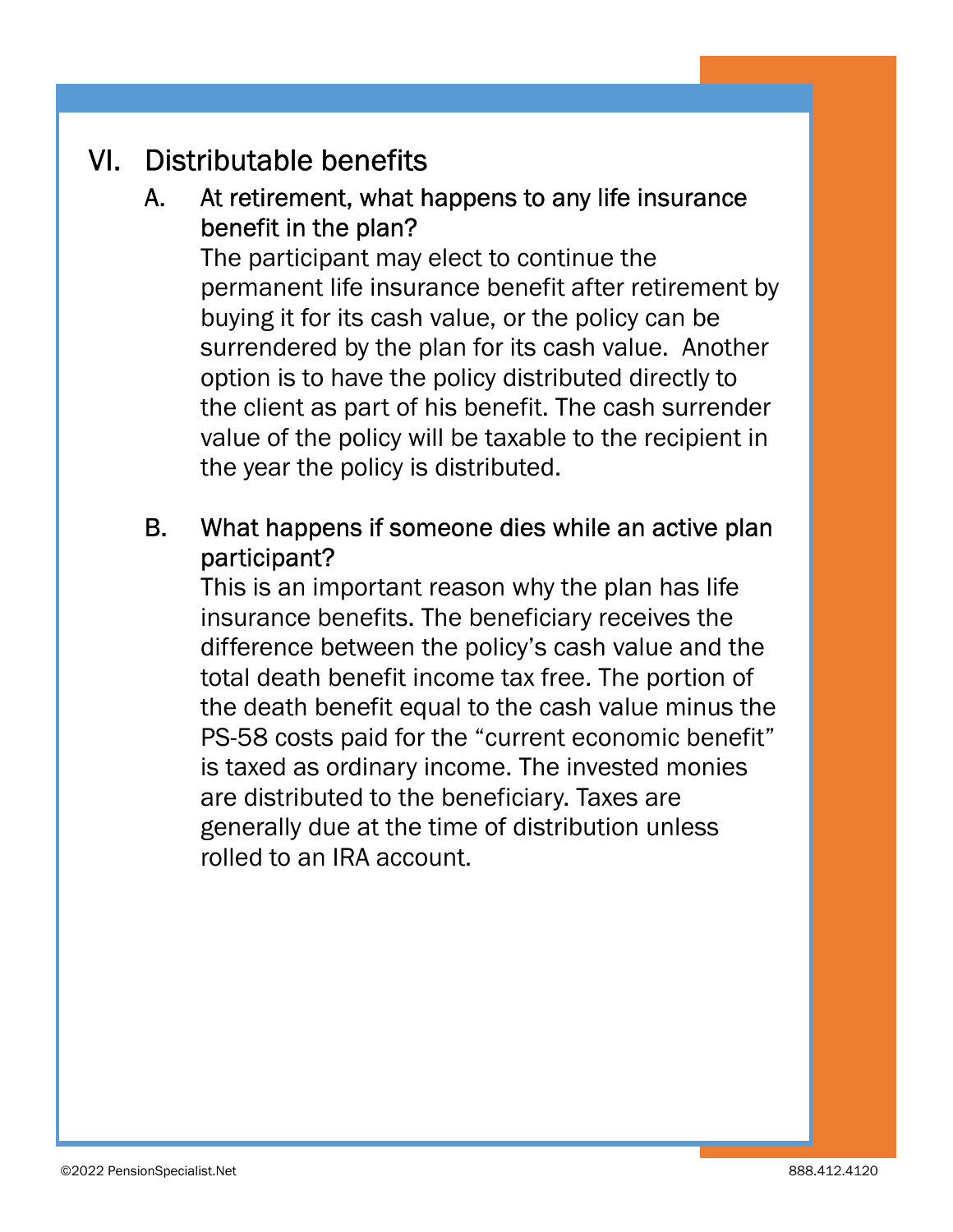## VI. Distributable benefits

### A. At retirement, what happens to any life insurance benefit in the plan?

The participant may elect to continue the permanent life insurance benefit after retirement by buying it for its cash value, or the policy can be surrendered by the plan for its cash value. Another option is to have the policy distributed directly to the client as part of his benefit. The cash surrender value of the policy will be taxable to the recipient in the year the policy is distributed.

### B. What happens if someone dies while an active plan participant?

This is an important reason why the plan has life insurance benefits. The beneficiary receives the difference between the policy's cash value and the total death benefit income tax free. The portion of the death benefit equal to the cash value minus the PS-58 costs paid for the "current economic benefit" is taxed as ordinary income. The invested monies are distributed to the beneficiary. Taxes are generally due at the time of distribution unless rolled to an IRA account.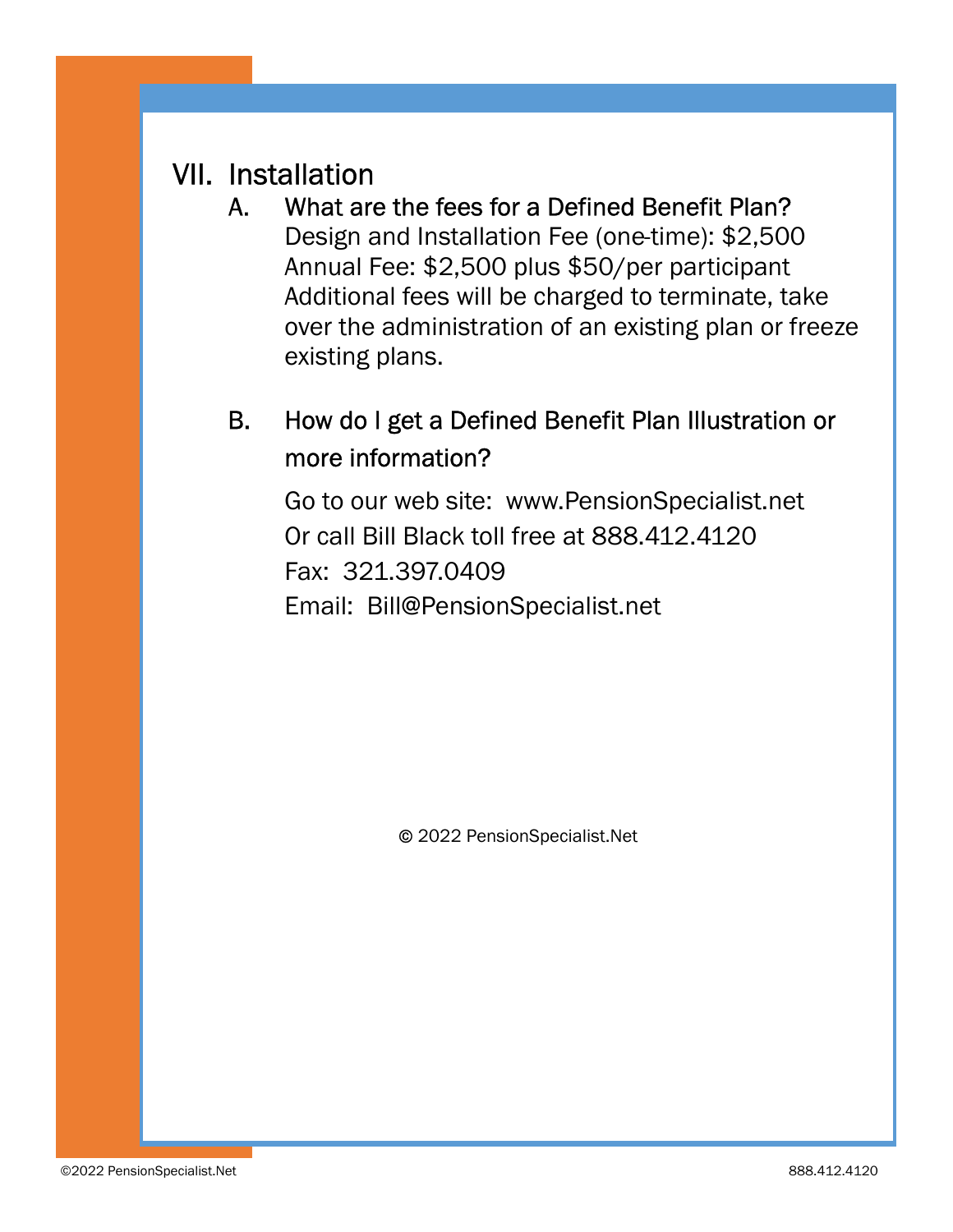## VII. Installation

### A. What are the fees for a Defined Benefit Plan?

Design and Installation Fee (one-time): $2,500
Annual Fee: $2,500 plus $50/per participant
Additional fees will be charged to terminate, take over the administration of an existing plan or freeze existing plans.

### B. How do I get a Defined Benefit Plan Illustration or more information?

Go to our web site: www.PensionSpecialist.net
Or call Bill Black toll free at 888.412.4120
Fax: 321.397.0409
Email: Bill@PensionSpecialist.net

© 2022 PensionSpecialist.Net